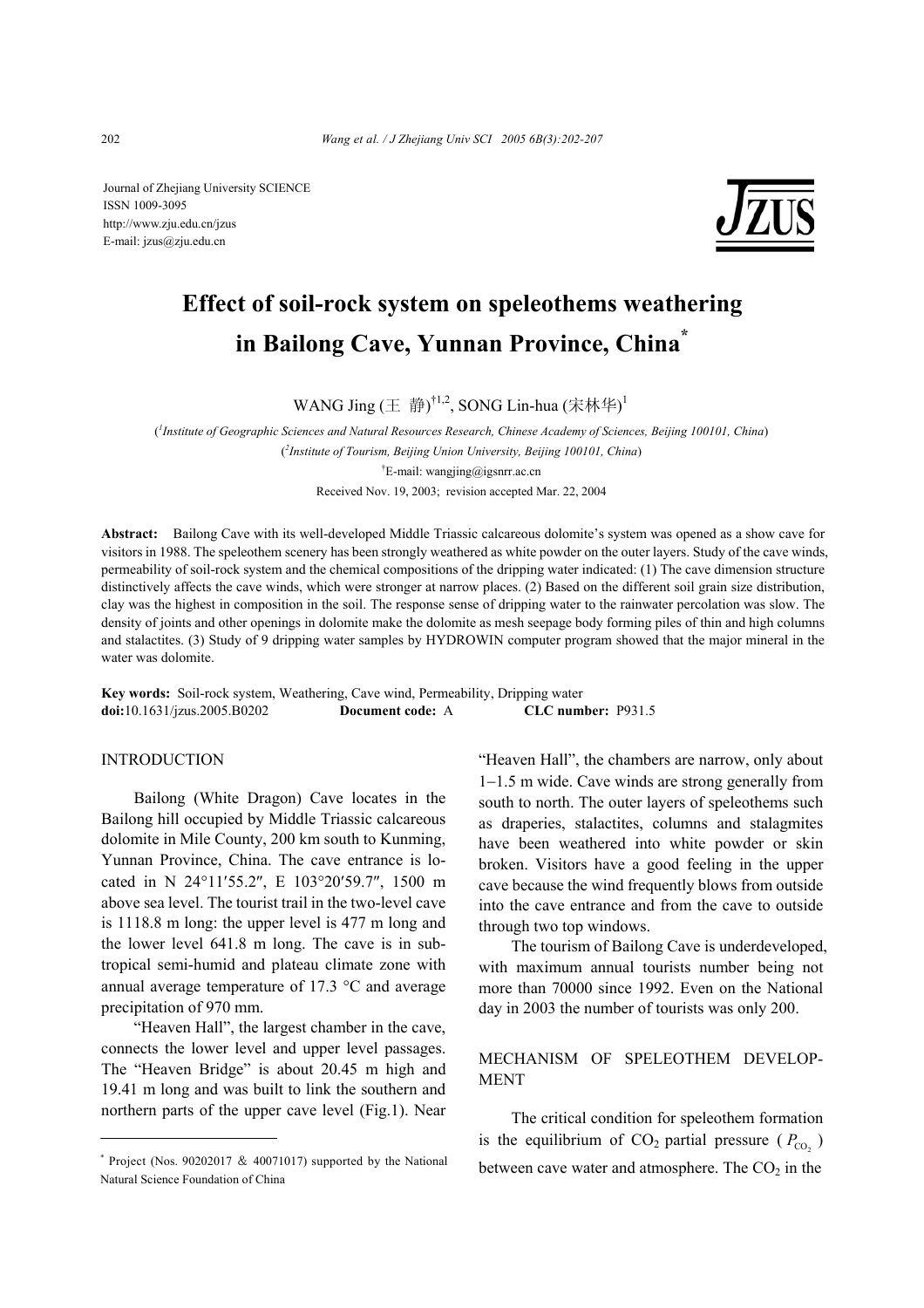Journal of Zhejiang University SCIENCE
ISSN 1009-3095
http://www.zju.edu.cn/jzus
E-mail: jzus@zju.edu.cn

# Effect of soil-rock system on speleothems weathering in Bailong Cave, Yunnan Province, China*

WANG Jing (王 静)[†1,2], SONG Lin-hua (宋林华)[1]

([1]*Institute of Geographic Sciences and Natural Resources Research, Chinese Academy of Sciences, Beijing 100101, China*)

([2]*Institute of Tourism, Beijing Union University, Beijing 100101, China*)

[†]E-mail: wangjing@igsnrr.ac.cn

Received Nov. 19, 2003; revision accepted Mar. 22, 2004

**Abstract:** Bailong Cave with its well-developed Middle Triassic calcareous dolomite's system was opened as a show cave for visitors in 1988. The speleothem scenery has been strongly weathered as white powder on the outer layers. Study of the cave winds, permeability of soil-rock system and the chemical compositions of the dripping water indicated: (1) The cave dimension structure distinctively affects the cave winds, which were stronger at narrow places. (2) Based on the different soil grain size distribution, clay was the highest in composition in the soil. The response sense of dripping water to the rainwater percolation was slow. The density of joints and other openings in dolomite make the dolomite as mesh seepage body forming piles of thin and high columns and stalactites. (3) Study of 9 dripping water samples by HYDROWIN computer program showed that the major mineral in the water was dolomite.

**Key words:** Soil-rock system, Weathering, Cave wind, Permeability, Dripping water
**doi:**10.1631/jzus.2005.B0202 **Document code:** A **CLC number:** P931.5

## INTRODUCTION

Bailong (White Dragon) Cave locates in the Bailong hill occupied by Middle Triassic calcareous dolomite in Mile County, 200 km south to Kunming, Yunnan Province, China. The cave entrance is located in N 24°11′55.2″, E 103°20′59.7″, 1500 m above sea level. The tourist trail in the two-level cave is 1118.8 m long: the upper level is 477 m long and the lower level 641.8 m long. The cave is in subtropical semi-humid and plateau climate zone with annual average temperature of 17.3 °C and average precipitation of 970 mm.

"Heaven Hall", the largest chamber in the cave, connects the lower level and upper level passages. The "Heaven Bridge" is about 20.45 m high and 19.41 m long and was built to link the southern and northern parts of the upper cave level (Fig.1). Near "Heaven Hall", the chambers are narrow, only about 1−1.5 m wide. Cave winds are strong generally from south to north. The outer layers of speleothems such as draperies, stalactites, columns and stalagmites have been weathered into white powder or skin broken. Visitors have a good feeling in the upper cave because the wind frequently blows from outside into the cave entrance and from the cave to outside through two top windows.

The tourism of Bailong Cave is underdeveloped, with maximum annual tourists number being not more than 70000 since 1992. Even on the National day in 2003 the number of tourists was only 200.

## MECHANISM OF SPELEOTHEM DEVELOPMENT

The critical condition for speleothem formation is the equilibrium of $CO_2$ partial pressure ($P_{CO_2}$) between cave water and atmosphere. The $CO_2$ in the

---

\* Project (Nos. 90202017 & 40071017) supported by the National Natural Science Foundation of China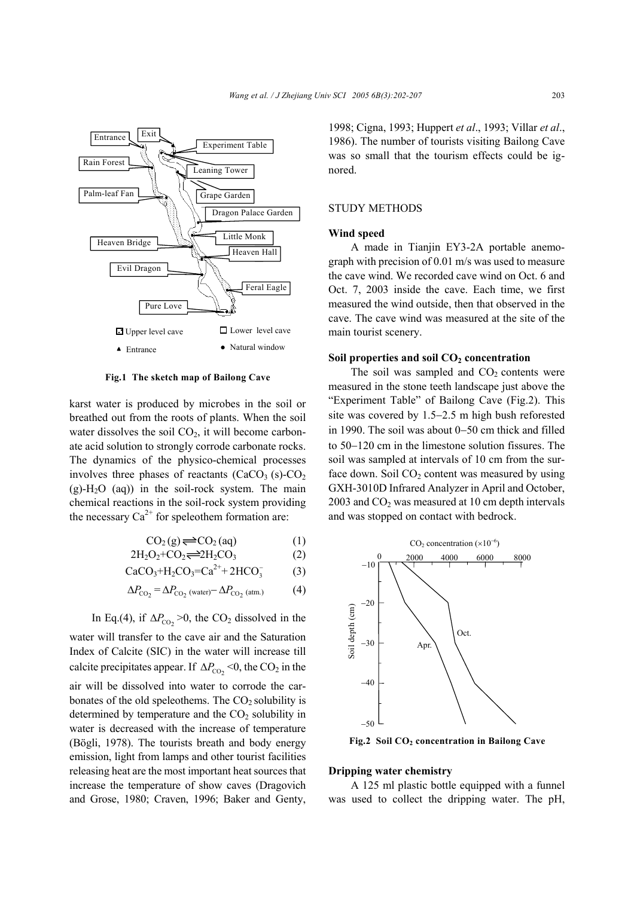Fig.1 The sketch map of Bailong Cave

karst water is produced by microbes in the soil or breathed out from the roots of plants. When the soil water dissolves the soil $CO_2$, it will become carbonate acid solution to strongly corrode carbonate rocks. The dynamics of the physico-chemical processes involves three phases of reactants ($CaCO_3$ (s)-$CO_2$ (g)-$H_2O$ (aq)) in the soil-rock system. The main chemical reactions in the soil-rock system providing the necessary $Ca^{2+}$ for speleothem formation are:

$$CO_2\,(g) \rightleftharpoons CO_2\,(aq) \quad (1)$$

$$2H_2O_2+CO_2 \rightleftharpoons 2H_2CO_3 \quad (2)$$

$$CaCO_3+H_2CO_3=Ca^{2+}+2HCO_3^- \quad (3)$$

$$\Delta P_{CO_2}=\Delta P_{CO_2\,(water)}-\Delta P_{CO_2\,(atm.)} \quad (4)$$

In Eq.(4), if $\Delta P_{CO_2}>0$, the $CO_2$ dissolved in the water will transfer to the cave air and the Saturation Index of Calcite (SIC) in the water will increase till calcite precipitates appear. If $\Delta P_{CO_2}<0$, the $CO_2$ in the air will be dissolved into water to corrode the carbonates of the old speleothems. The $CO_2$ solubility is determined by temperature and the $CO_2$ solubility in water is decreased with the increase of temperature (Bögli, 1978). The tourists breath and body energy emission, light from lamps and other tourist facilities releasing heat are the most important heat sources that increase the temperature of show caves (Dragovich and Grose, 1980; Craven, 1996; Baker and Genty, 1998; Cigna, 1993; Huppert *et al*., 1993; Villar *et al*., 1986). The number of tourists visiting Bailong Cave was so small that the tourism effects could be ignored.

## STUDY METHODS

### Wind speed

A made in Tianjin EY3-2A portable anemograph with precision of 0.01 m/s was used to measure the cave wind. We recorded cave wind on Oct. 6 and Oct. 7, 2003 inside the cave. Each time, we first measured the wind outside, then that observed in the cave. The cave wind was measured at the site of the main tourist scenery.

### Soil properties and soil $CO_2$ concentration

The soil was sampled and $CO_2$ contents were measured in the stone teeth landscape just above the "Experiment Table" of Bailong Cave (Fig.2). This site was covered by 1.5−2.5 m high bush reforested in 1990. The soil was about 0−50 cm thick and filled to 50−120 cm in the limestone solution fissures. The soil was sampled at intervals of 10 cm from the surface down. Soil $CO_2$ content was measured by using GXH-3010D Infrared Analyzer in April and October, 2003 and $CO_2$ was measured at 10 cm depth intervals and was stopped on contact with bedrock.

Fig.2 Soil $CO_2$ concentration in Bailong Cave

### Dripping water chemistry

A 125 ml plastic bottle equipped with a funnel was used to collect the dripping water. The pH,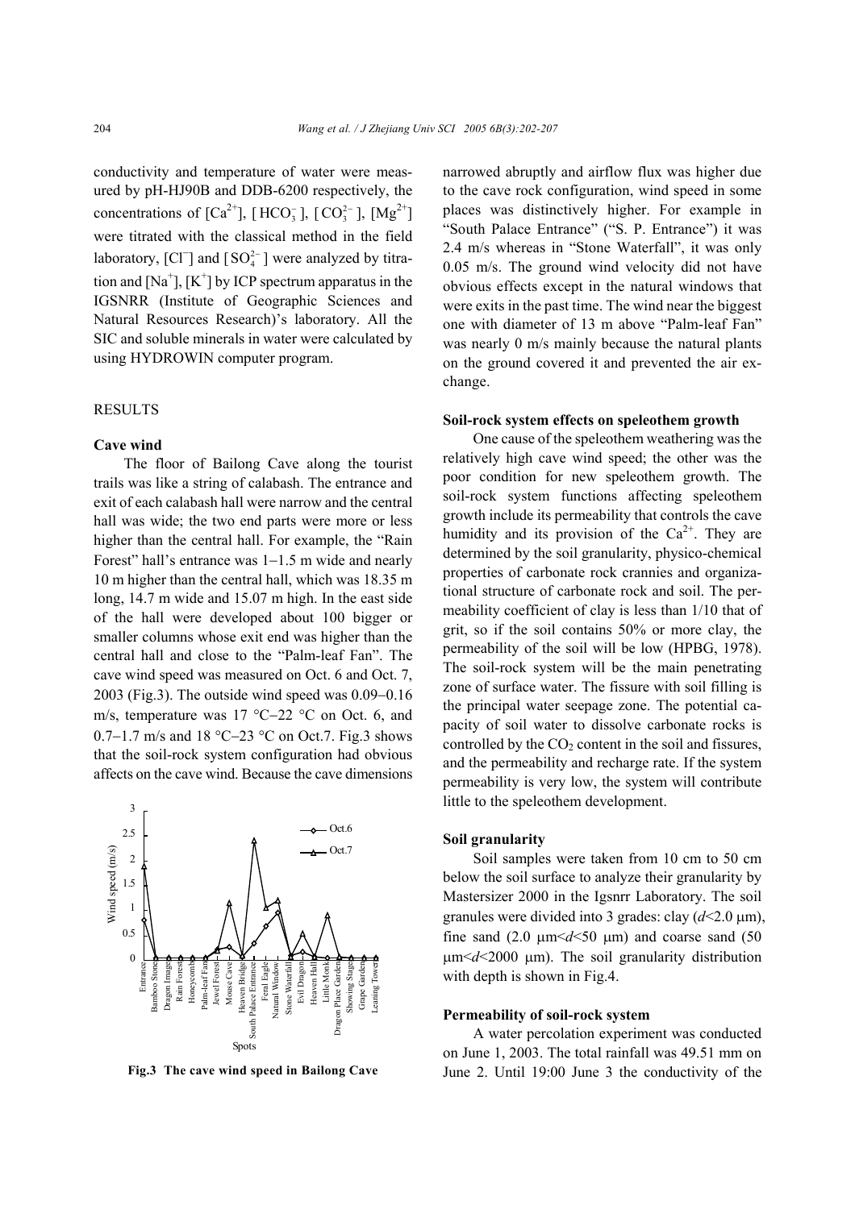conductivity and temperature of water were measured by pH-HJ90B and DDB-6200 respectively, the concentrations of [$Ca^{2+}$], [$HCO_3^-$], [$CO_3^{2-}$], [$Mg^{2+}$] were titrated with the classical method in the field laboratory, [$Cl^-$] and [$SO_4^{2-}$] were analyzed by titration and [$Na^+$], [$K^+$] by ICP spectrum apparatus in the IGSNRR (Institute of Geographic Sciences and Natural Resources Research)'s laboratory. All the SIC and soluble minerals in water were calculated by using HYDROWIN computer program.

## RESULTS

### Cave wind

The floor of Bailong Cave along the tourist trails was like a string of calabash. The entrance and exit of each calabash hall were narrow and the central hall was wide; the two end parts were more or less higher than the central hall. For example, the "Rain Forest" hall's entrance was 1−1.5 m wide and nearly 10 m higher than the central hall, which was 18.35 m long, 14.7 m wide and 15.07 m high. In the east side of the hall were developed about 100 bigger or smaller columns whose exit end was higher than the central hall and close to the "Palm-leaf Fan". The cave wind speed was measured on Oct. 6 and Oct. 7, 2003 (Fig.3). The outside wind speed was 0.09−0.16 m/s, temperature was 17 °C−22 °C on Oct. 6, and 0.7−1.7 m/s and 18 °C−23 °C on Oct.7. Fig.3 shows that the soil-rock system configuration had obvious affects on the cave wind. Because the cave dimensions narrowed abruptly and airflow flux was higher due to the cave rock configuration, wind speed in some places was distinctively higher. For example in "South Palace Entrance" ("S. P. Entrance") it was 2.4 m/s whereas in "Stone Waterfall", it was only 0.05 m/s. The ground wind velocity did not have obvious effects except in the natural windows that were exits in the past time. The wind near the biggest one with diameter of 13 m above "Palm-leaf Fan" was nearly 0 m/s mainly because the natural plants on the ground covered it and prevented the air exchange.

**Fig.3 The cave wind speed in Bailong Cave**

### Soil-rock system effects on speleothem growth

One cause of the speleothem weathering was the relatively high cave wind speed; the other was the poor condition for new speleothem growth. The soil-rock system functions affecting speleothem growth include its permeability that controls the cave humidity and its provision of the $Ca^{2+}$. They are determined by the soil granularity, physico-chemical properties of carbonate rock crannies and organizational structure of carbonate rock and soil. The permeability coefficient of clay is less than 1/10 that of grit, so if the soil contains 50% or more clay, the permeability of the soil will be low (HPBG, 1978). The soil-rock system will be the main penetrating zone of surface water. The fissure with soil filling is the principal water seepage zone. The potential capacity of soil water to dissolve carbonate rocks is controlled by the $CO_2$ content in the soil and fissures, and the permeability and recharge rate. If the system permeability is very low, the system will contribute little to the speleothem development.

### Soil granularity

Soil samples were taken from 10 cm to 50 cm below the soil surface to analyze their granularity by Mastersizer 2000 in the Igsnrr Laboratory. The soil granules were divided into 3 grades: clay ($d$<2.0 μm), fine sand (2.0 μm<$d$<50 μm) and coarse sand (50 μm<$d$<2000 μm). The soil granularity distribution with depth is shown in Fig.4.

### Permeability of soil-rock system

A water percolation experiment was conducted on June 1, 2003. The total rainfall was 49.51 mm on June 2. Until 19:00 June 3 the conductivity of the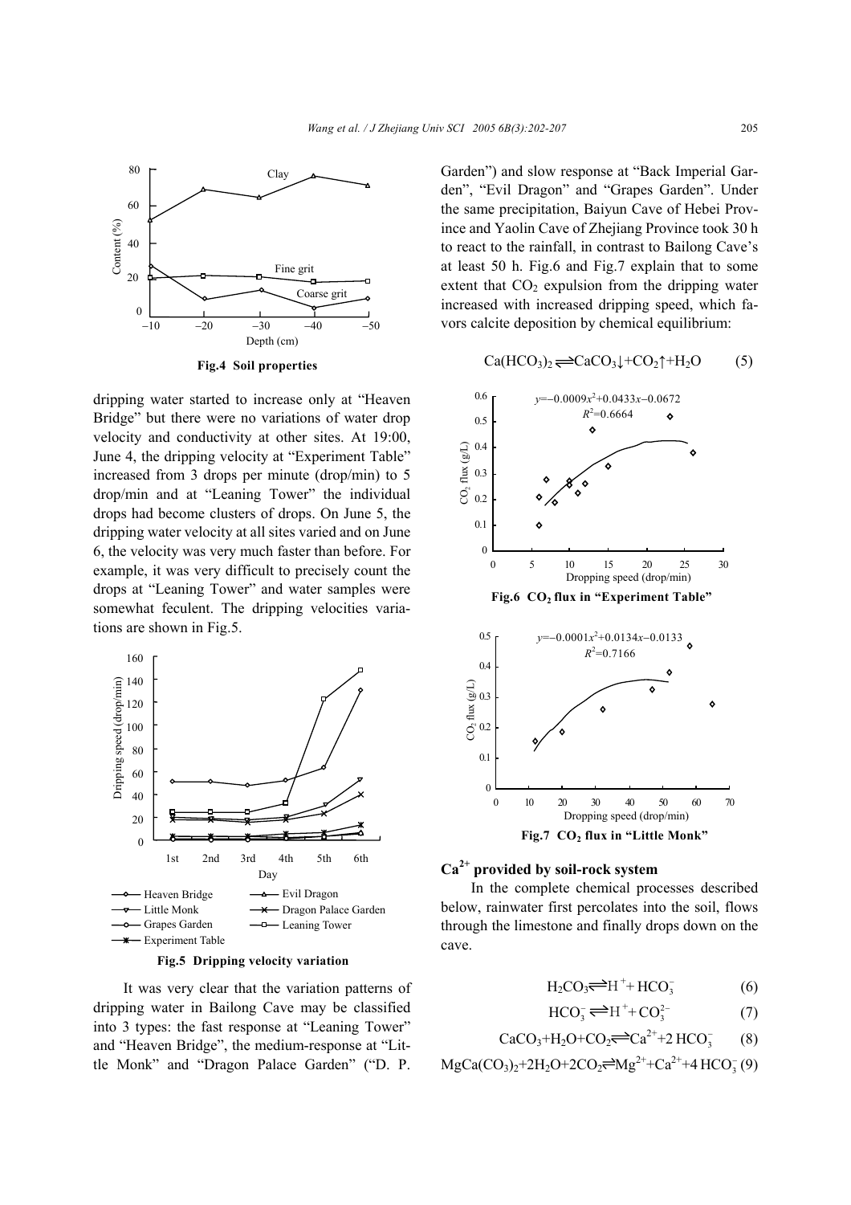Fig.4 Soil properties

dripping water started to increase only at "Heaven Bridge" but there were no variations of water drop velocity and conductivity at other sites. At 19:00, June 4, the dripping velocity at "Experiment Table" increased from 3 drops per minute (drop/min) to 5 drop/min and at "Leaning Tower" the individual drops had become clusters of drops. On June 5, the dripping water velocity at all sites varied and on June 6, the velocity was very much faster than before. For example, it was very difficult to precisely count the drops at "Leaning Tower" and water samples were somewhat feculent. The dripping velocities variations are shown in Fig.5.

Fig.5 Dripping velocity variation

It was very clear that the variation patterns of dripping water in Bailong Cave may be classified into 3 types: the fast response at "Leaning Tower" and "Heaven Bridge", the medium-response at "Little Monk" and "Dragon Palace Garden" ("D. P. Garden") and slow response at "Back Imperial Garden", "Evil Dragon" and "Grapes Garden". Under the same precipitation, Baiyun Cave of Hebei Province and Yaolin Cave of Zhejiang Province took 30 h to react to the rainfall, in contrast to Bailong Cave's at least 50 h. Fig.6 and Fig.7 explain that to some extent that $CO_2$ expulsion from the dripping water increased with increased dripping speed, which favors calcite deposition by chemical equilibrium:

$$Ca(HCO_3)_2 \rightleftharpoons CaCO_3\downarrow + CO_2\uparrow + H_2O \qquad (5)$$

Fig.6 $CO_2$ flux in "Experiment Table"

Fig.7 $CO_2$ flux in "Little Monk"

### $Ca^{2+}$ provided by soil-rock system

In the complete chemical processes described below, rainwater first percolates into the soil, flows through the limestone and finally drops down on the cave.

$$H_2CO_3 \rightleftharpoons H^+ + HCO_3^- \qquad (6)$$

$$HCO_3^- \rightleftharpoons H^+ + CO_3^{2-} \qquad (7)$$

$$CaCO_3 + H_2O + CO_2 \rightleftharpoons Ca^{2+} + 2HCO_3^- \qquad (8)$$

$$MgCa(CO_3)_2 + 2H_2O + 2CO_2 \rightleftharpoons Mg^{2+} + Ca^{2+} + 4HCO_3^- \qquad (9)$$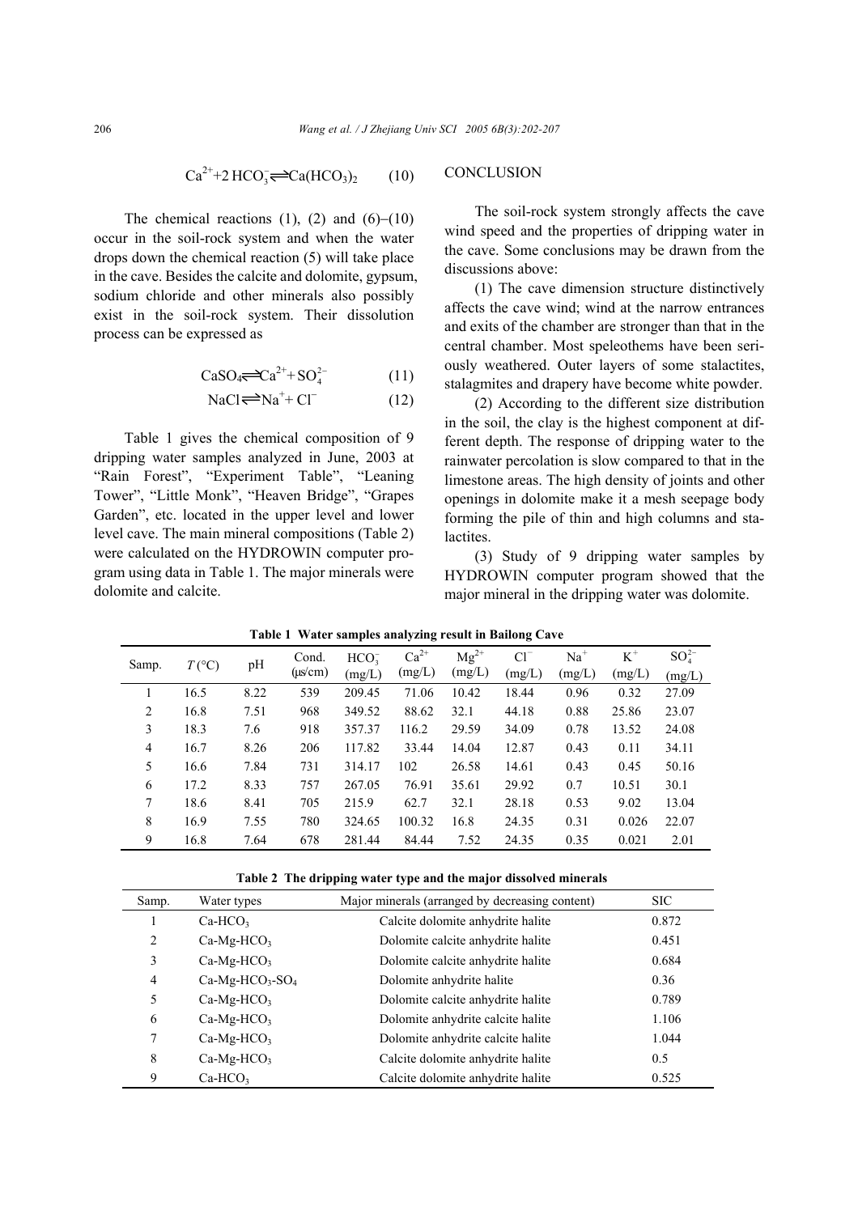$$Ca^{2+}+2\,HCO_3^- \rightleftharpoons Ca(HCO_3)_2 \qquad (10)$$

The chemical reactions (1), (2) and (6)−(10) occur in the soil-rock system and when the water drops down the chemical reaction (5) will take place in the cave. Besides the calcite and dolomite, gypsum, sodium chloride and other minerals also possibly exist in the soil-rock system. Their dissolution process can be expressed as

$$CaSO_4 \rightleftharpoons Ca^{2+} + SO_4^{2-} \qquad (11)$$

$$NaCl \rightleftharpoons Na^{+} + Cl^{-} \qquad (12)$$

Table 1 gives the chemical composition of 9 dripping water samples analyzed in June, 2003 at "Rain Forest", "Experiment Table", "Leaning Tower", "Little Monk", "Heaven Bridge", "Grapes Garden", etc. located in the upper level and lower level cave. The main mineral compositions (Table 2) were calculated on the HYDROWIN computer program using data in Table 1. The major minerals were dolomite and calcite.

## CONCLUSION

The soil-rock system strongly affects the cave wind speed and the properties of dripping water in the cave. Some conclusions may be drawn from the discussions above:

(1) The cave dimension structure distinctively affects the cave wind; wind at the narrow entrances and exits of the chamber are stronger than that in the central chamber. Most speleothems have been seriously weathered. Outer layers of some stalactites, stalagmites and drapery have become white powder.

(2) According to the different size distribution in the soil, the clay is the highest component at different depth. The response of dripping water to the rainwater percolation is slow compared to that in the limestone areas. The high density of joints and other openings in dolomite make it a mesh seepage body forming the pile of thin and high columns and stalactites.

(3) Study of 9 dripping water samples by HYDROWIN computer program showed that the major mineral in the dripping water was dolomite.

**Table 1 Water samples analyzing result in Bailong Cave**

| Samp. | $T$ (°C) | pH | Cond. (μs/cm) | $HCO_3^-$ (mg/L) | $Ca^{2+}$ (mg/L) | $Mg^{2+}$ (mg/L) | $Cl^-$ (mg/L) | $Na^+$ (mg/L) | $K^+$ (mg/L) | $SO_4^{2-}$ (mg/L) |
|---|---|---|---|---|---|---|---|---|---|---|
| 1 | 16.5 | 8.22 | 539 | 209.45 | 71.06 | 10.42 | 18.44 | 0.96 | 0.32 | 27.09 |
| 2 | 16.8 | 7.51 | 968 | 349.52 | 88.62 | 32.1 | 44.18 | 0.88 | 25.86 | 23.07 |
| 3 | 18.3 | 7.6 | 918 | 357.37 | 116.2 | 29.59 | 34.09 | 0.78 | 13.52 | 24.08 |
| 4 | 16.7 | 8.26 | 206 | 117.82 | 33.44 | 14.04 | 12.87 | 0.43 | 0.11 | 34.11 |
| 5 | 16.6 | 7.84 | 731 | 314.17 | 102 | 26.58 | 14.61 | 0.43 | 0.45 | 50.16 |
| 6 | 17.2 | 8.33 | 757 | 267.05 | 76.91 | 35.61 | 29.92 | 0.7 | 10.51 | 30.1 |
| 7 | 18.6 | 8.41 | 705 | 215.9 | 62.7 | 32.1 | 28.18 | 0.53 | 9.02 | 13.04 |
| 8 | 16.9 | 7.55 | 780 | 324.65 | 100.32 | 16.8 | 24.35 | 0.31 | 0.026 | 22.07 |
| 9 | 16.8 | 7.64 | 678 | 281.44 | 84.44 | 7.52 | 24.35 | 0.35 | 0.021 | 2.01 |

**Table 2 The dripping water type and the major dissolved minerals**

| Samp. | Water types | Major minerals (arranged by decreasing content) | SIC |
|---|---|---|---|
| 1 | $Ca$-$HCO_3$ | Calcite dolomite anhydrite halite | 0.872 |
| 2 | $Ca$-$Mg$-$HCO_3$ | Dolomite calcite anhydrite halite | 0.451 |
| 3 | $Ca$-$Mg$-$HCO_3$ | Dolomite calcite anhydrite halite | 0.684 |
| 4 | $Ca$-$Mg$-$HCO_3$-$SO_4$ | Dolomite anhydrite halite | 0.36 |
| 5 | $Ca$-$Mg$-$HCO_3$ | Dolomite calcite anhydrite halite | 0.789 |
| 6 | $Ca$-$Mg$-$HCO_3$ | Dolomite anhydrite calcite halite | 1.106 |
| 7 | $Ca$-$Mg$-$HCO_3$ | Dolomite anhydrite calcite halite | 1.044 |
| 8 | $Ca$-$Mg$-$HCO_3$ | Calcite dolomite anhydrite halite | 0.5 |
| 9 | $Ca$-$HCO_3$ | Calcite dolomite anhydrite halite | 0.525 |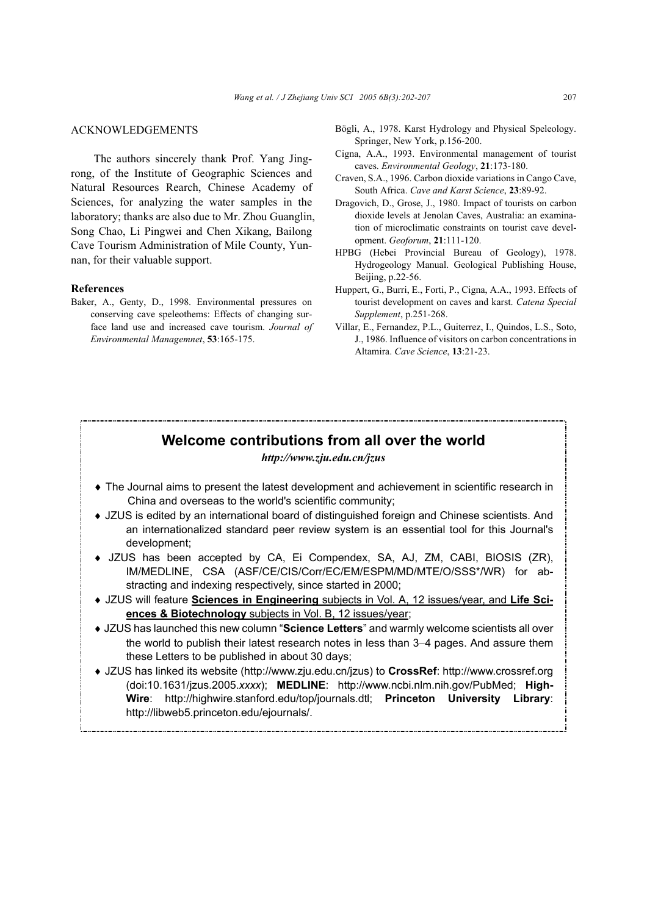## ACKNOWLEDGEMENTS

The authors sincerely thank Prof. Yang Jingrong, of the Institute of Geographic Sciences and Natural Resources Rearch, Chinese Academy of Sciences, for analyzing the water samples in the laboratory; thanks are also due to Mr. Zhou Guanglin, Song Chao, Li Pingwei and Chen Xikang, Bailong Cave Tourism Administration of Mile County, Yunnan, for their valuable support.

## References

Baker, A., Genty, D., 1998. Environmental pressures on conserving cave speleothems: Effects of changing surface land use and increased cave tourism. *Journal of Environmental Managemnet*, **53**:165-175.

Bögli, A., 1978. Karst Hydrology and Physical Speleology. Springer, New York, p.156-200.

Cigna, A.A., 1993. Environmental management of tourist caves. *Environmental Geology*, **21**:173-180.

Craven, S.A., 1996. Carbon dioxide variations in Cango Cave, South Africa. *Cave and Karst Science*, **23**:89-92.

Dragovich, D., Grose, J., 1980. Impact of tourists on carbon dioxide levels at Jenolan Caves, Australia: an examination of microclimatic constraints on tourist cave development. *Geoforum*, **21**:111-120.

HPBG (Hebei Provincial Bureau of Geology), 1978. Hydrogeology Manual. Geological Publishing House, Beijing, p.22-56.

Huppert, G., Burri, E., Forti, P., Cigna, A.A., 1993. Effects of tourist development on caves and karst. *Catena Special Supplement*, p.251-268.

Villar, E., Fernandez, P.L., Guiterrez, I., Quindos, L.S., Soto, J., 1986. Influence of visitors on carbon concentrations in Altamira. *Cave Science*, **13**:21-23.

---

## Welcome contributions from all over the world

***http://www.zju.edu.cn/jzus***

- ♦ The Journal aims to present the latest development and achievement in scientific research in China and overseas to the world's scientific community;
- ♦ JZUS is edited by an international board of distinguished foreign and Chinese scientists. And an internationalized standard peer review system is an essential tool for this Journal's development;
- ♦ JZUS has been accepted by CA, Ei Compendex, SA, AJ, ZM, CABI, BIOSIS (ZR), IM/MEDLINE, CSA (ASF/CE/CIS/Corr/EC/EM/ESPM/MD/MTE/O/SSS*/WR) for abstracting and indexing respectively, since started in 2000;
- ♦ JZUS will feature **Sciences in Engineering** subjects in Vol. A, 12 issues/year, and **Life Sciences & Biotechnology** subjects in Vol. B, 12 issues/year;
- ♦ JZUS has launched this new column "**Science Letters**" and warmly welcome scientists all over the world to publish their latest research notes in less than 3–4 pages. And assure them these Letters to be published in about 30 days;
- ♦ JZUS has linked its website (http://www.zju.edu.cn/jzus) to **CrossRef**: http://www.crossref.org (doi:10.1631/jzus.2005.*xxxx*); **MEDLINE**: http://www.ncbi.nlm.nih.gov/PubMed; **HighWire**: http://highwire.stanford.edu/top/journals.dtl; **Princeton University Library**: http://libweb5.princeton.edu/ejournals/.